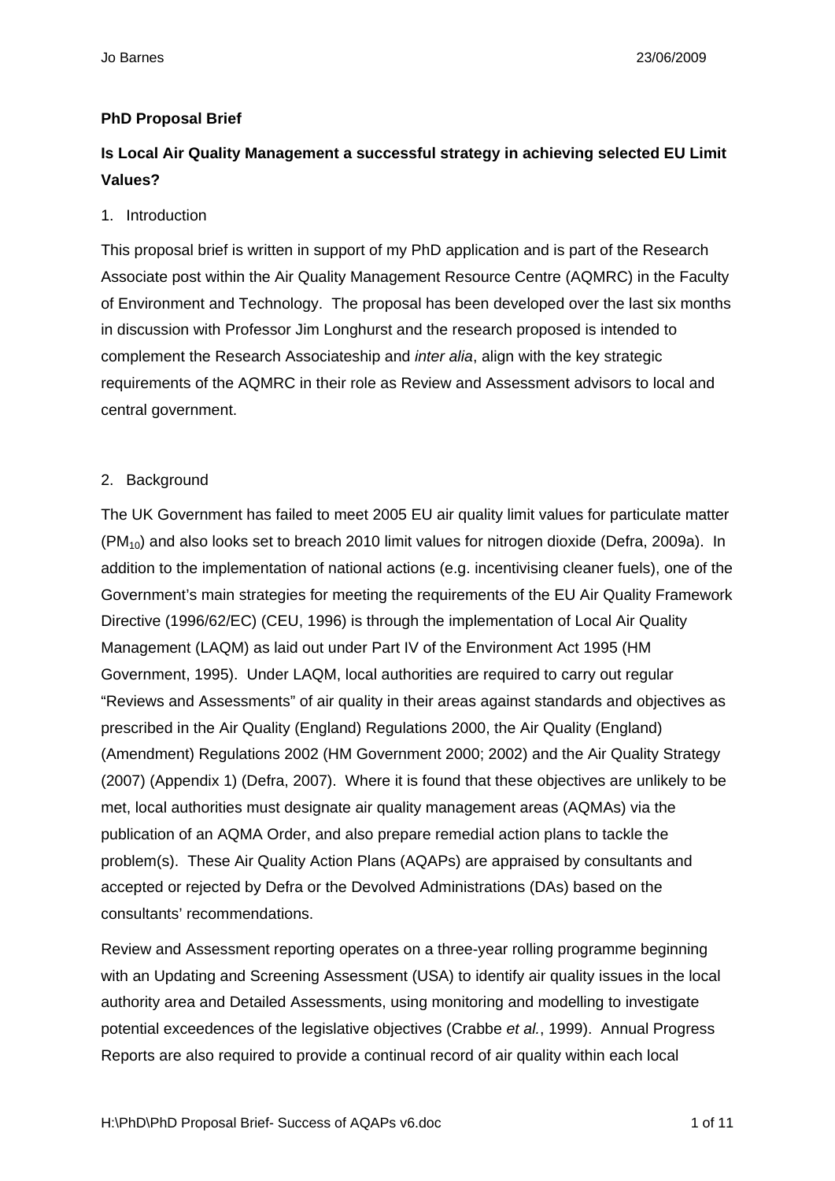**PhD Proposal Brief**

**Is Local Air Quality Management a successful strategy in achieving selected EU Limit Values?**

1. Introduction

This proposal brief is written in support of my PhD application and is part of the Research Associate post within the Air Quality Management Resource Centre (AQMRC) in the Faculty of Environment and Technology. The proposal has been developed over the last six months in discussion with Professor Jim Longhurst and the research proposed is intended to complement the Research Associateship and *inter alia*, align with the key strategic requirements of the AQMRC in their role as Review and Assessment advisors to local and central government.

2. Background

The UK Government has failed to meet 2005 EU air quality limit values for particulate matter ($PM_{10}$) and also looks set to breach 2010 limit values for nitrogen dioxide (Defra, 2009a). In addition to the implementation of national actions (e.g. incentivising cleaner fuels), one of the Government's main strategies for meeting the requirements of the EU Air Quality Framework Directive (1996/62/EC) (CEU, 1996) is through the implementation of Local Air Quality Management (LAQM) as laid out under Part IV of the Environment Act 1995 (HM Government, 1995). Under LAQM, local authorities are required to carry out regular "Reviews and Assessments" of air quality in their areas against standards and objectives as prescribed in the Air Quality (England) Regulations 2000, the Air Quality (England) (Amendment) Regulations 2002 (HM Government 2000; 2002) and the Air Quality Strategy (2007) (Appendix 1) (Defra, 2007). Where it is found that these objectives are unlikely to be met, local authorities must designate air quality management areas (AQMAs) via the publication of an AQMA Order, and also prepare remedial action plans to tackle the problem(s). These Air Quality Action Plans (AQAPs) are appraised by consultants and accepted or rejected by Defra or the Devolved Administrations (DAs) based on the consultants' recommendations.

Review and Assessment reporting operates on a three-year rolling programme beginning with an Updating and Screening Assessment (USA) to identify air quality issues in the local authority area and Detailed Assessments, using monitoring and modelling to investigate potential exceedences of the legislative objectives (Crabbe *et al.*, 1999). Annual Progress Reports are also required to provide a continual record of air quality within each local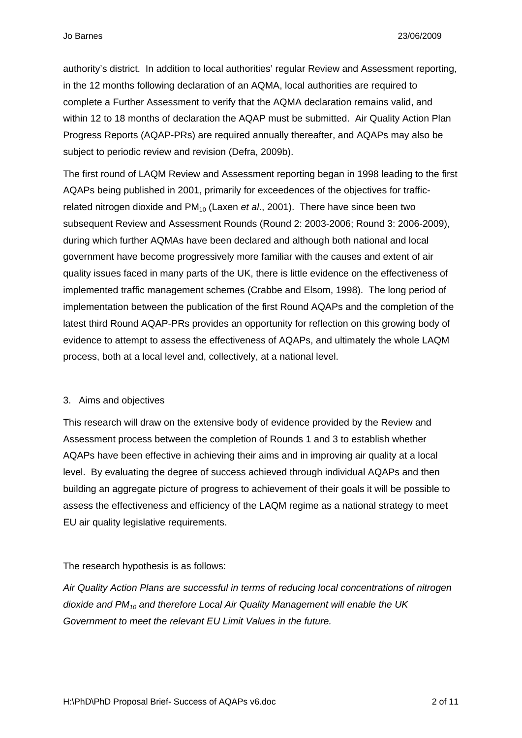authority's district. In addition to local authorities' regular Review and Assessment reporting, in the 12 months following declaration of an AQMA, local authorities are required to complete a Further Assessment to verify that the AQMA declaration remains valid, and within 12 to 18 months of declaration the AQAP must be submitted. Air Quality Action Plan Progress Reports (AQAP-PRs) are required annually thereafter, and AQAPs may also be subject to periodic review and revision (Defra, 2009b).

The first round of LAQM Review and Assessment reporting began in 1998 leading to the first AQAPs being published in 2001, primarily for exceedences of the objectives for traffic-related nitrogen dioxide and $PM_{10}$ (Laxen *et al*., 2001). There have since been two subsequent Review and Assessment Rounds (Round 2: 2003-2006; Round 3: 2006-2009), during which further AQMAs have been declared and although both national and local government have become progressively more familiar with the causes and extent of air quality issues faced in many parts of the UK, there is little evidence on the effectiveness of implemented traffic management schemes (Crabbe and Elsom, 1998). The long period of implementation between the publication of the first Round AQAPs and the completion of the latest third Round AQAP-PRs provides an opportunity for reflection on this growing body of evidence to attempt to assess the effectiveness of AQAPs, and ultimately the whole LAQM process, both at a local level and, collectively, at a national level.

## 3. Aims and objectives

This research will draw on the extensive body of evidence provided by the Review and Assessment process between the completion of Rounds 1 and 3 to establish whether AQAPs have been effective in achieving their aims and in improving air quality at a local level. By evaluating the degree of success achieved through individual AQAPs and then building an aggregate picture of progress to achievement of their goals it will be possible to assess the effectiveness and efficiency of the LAQM regime as a national strategy to meet EU air quality legislative requirements.

The research hypothesis is as follows:

*Air Quality Action Plans are successful in terms of reducing local concentrations of nitrogen dioxide and $PM_{10}$ and therefore Local Air Quality Management will enable the UK Government to meet the relevant EU Limit Values in the future.*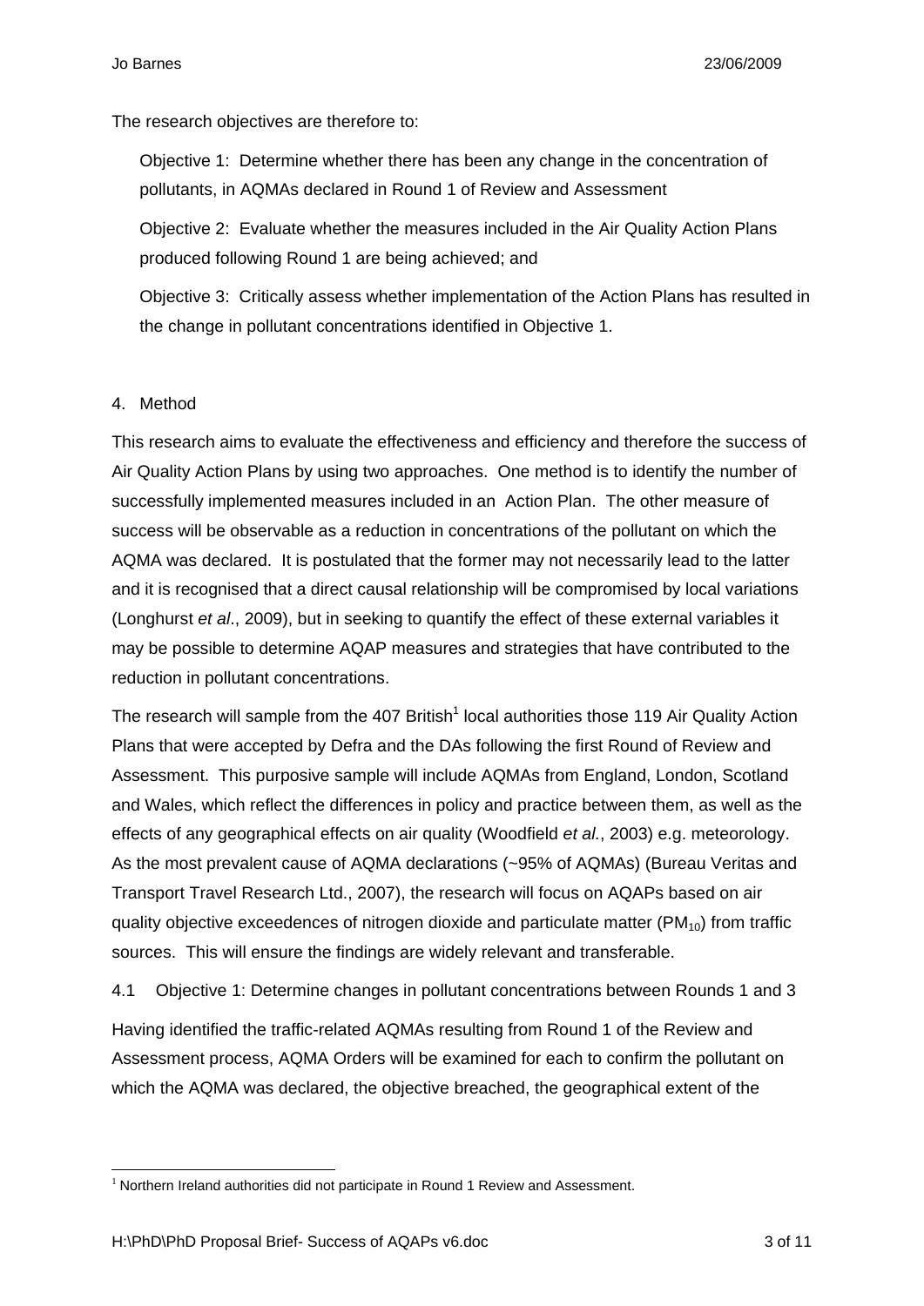The research objectives are therefore to:

Objective 1: Determine whether there has been any change in the concentration of pollutants, in AQMAs declared in Round 1 of Review and Assessment

Objective 2: Evaluate whether the measures included in the Air Quality Action Plans produced following Round 1 are being achieved; and

Objective 3: Critically assess whether implementation of the Action Plans has resulted in the change in pollutant concentrations identified in Objective 1.

## 4. Method

This research aims to evaluate the effectiveness and efficiency and therefore the success of Air Quality Action Plans by using two approaches. One method is to identify the number of successfully implemented measures included in an Action Plan. The other measure of success will be observable as a reduction in concentrations of the pollutant on which the AQMA was declared. It is postulated that the former may not necessarily lead to the latter and it is recognised that a direct causal relationship will be compromised by local variations (Longhurst *et al*., 2009), but in seeking to quantify the effect of these external variables it may be possible to determine AQAP measures and strategies that have contributed to the reduction in pollutant concentrations.

The research will sample from the 407 British[1] local authorities those 119 Air Quality Action Plans that were accepted by Defra and the DAs following the first Round of Review and Assessment. This purposive sample will include AQMAs from England, London, Scotland and Wales, which reflect the differences in policy and practice between them, as well as the effects of any geographical effects on air quality (Woodfield *et al.*, 2003) e.g. meteorology. As the most prevalent cause of AQMA declarations (~95% of AQMAs) (Bureau Veritas and Transport Travel Research Ltd., 2007), the research will focus on AQAPs based on air quality objective exceedences of nitrogen dioxide and particulate matter ($PM_{10}$) from traffic sources. This will ensure the findings are widely relevant and transferable.

### 4.1 Objective 1: Determine changes in pollutant concentrations between Rounds 1 and 3

Having identified the traffic-related AQMAs resulting from Round 1 of the Review and Assessment process, AQMA Orders will be examined for each to confirm the pollutant on which the AQMA was declared, the objective breached, the geographical extent of the

[1] Northern Ireland authorities did not participate in Round 1 Review and Assessment.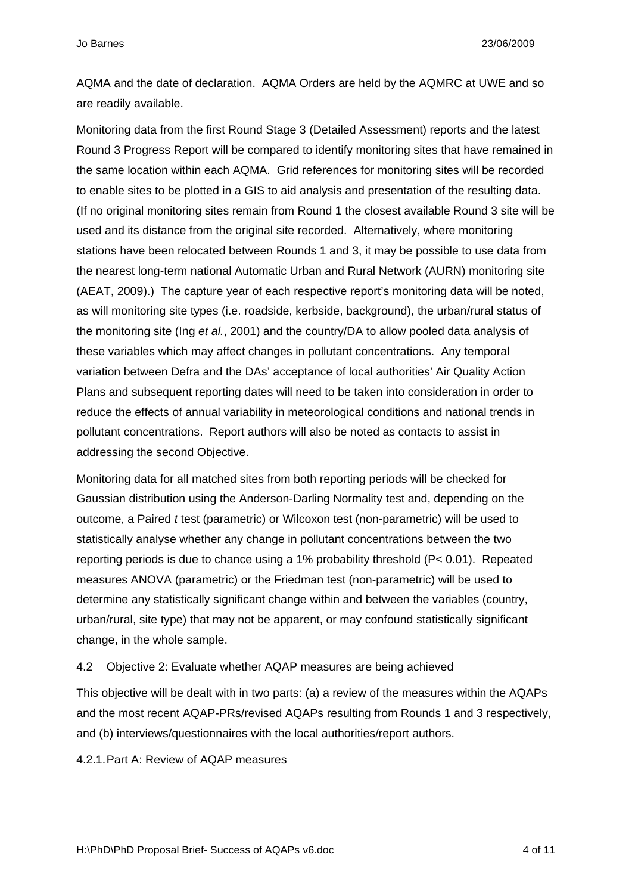AQMA and the date of declaration. AQMA Orders are held by the AQMRC at UWE and so are readily available.

Monitoring data from the first Round Stage 3 (Detailed Assessment) reports and the latest Round 3 Progress Report will be compared to identify monitoring sites that have remained in the same location within each AQMA. Grid references for monitoring sites will be recorded to enable sites to be plotted in a GIS to aid analysis and presentation of the resulting data. (If no original monitoring sites remain from Round 1 the closest available Round 3 site will be used and its distance from the original site recorded. Alternatively, where monitoring stations have been relocated between Rounds 1 and 3, it may be possible to use data from the nearest long-term national Automatic Urban and Rural Network (AURN) monitoring site (AEAT, 2009).) The capture year of each respective report's monitoring data will be noted, as will monitoring site types (i.e. roadside, kerbside, background), the urban/rural status of the monitoring site (Ing *et al.*, 2001) and the country/DA to allow pooled data analysis of these variables which may affect changes in pollutant concentrations. Any temporal variation between Defra and the DAs' acceptance of local authorities' Air Quality Action Plans and subsequent reporting dates will need to be taken into consideration in order to reduce the effects of annual variability in meteorological conditions and national trends in pollutant concentrations. Report authors will also be noted as contacts to assist in addressing the second Objective.

Monitoring data for all matched sites from both reporting periods will be checked for Gaussian distribution using the Anderson-Darling Normality test and, depending on the outcome, a Paired *t* test (parametric) or Wilcoxon test (non-parametric) will be used to statistically analyse whether any change in pollutant concentrations between the two reporting periods is due to chance using a 1% probability threshold ($P < 0.01$). Repeated measures ANOVA (parametric) or the Friedman test (non-parametric) will be used to determine any statistically significant change within and between the variables (country, urban/rural, site type) that may not be apparent, or may confound statistically significant change, in the whole sample.

### 4.2 Objective 2: Evaluate whether AQAP measures are being achieved

This objective will be dealt with in two parts: (a) a review of the measures within the AQAPs and the most recent AQAP-PRs/revised AQAPs resulting from Rounds 1 and 3 respectively, and (b) interviews/questionnaires with the local authorities/report authors.

#### 4.2.1. Part A: Review of AQAP measures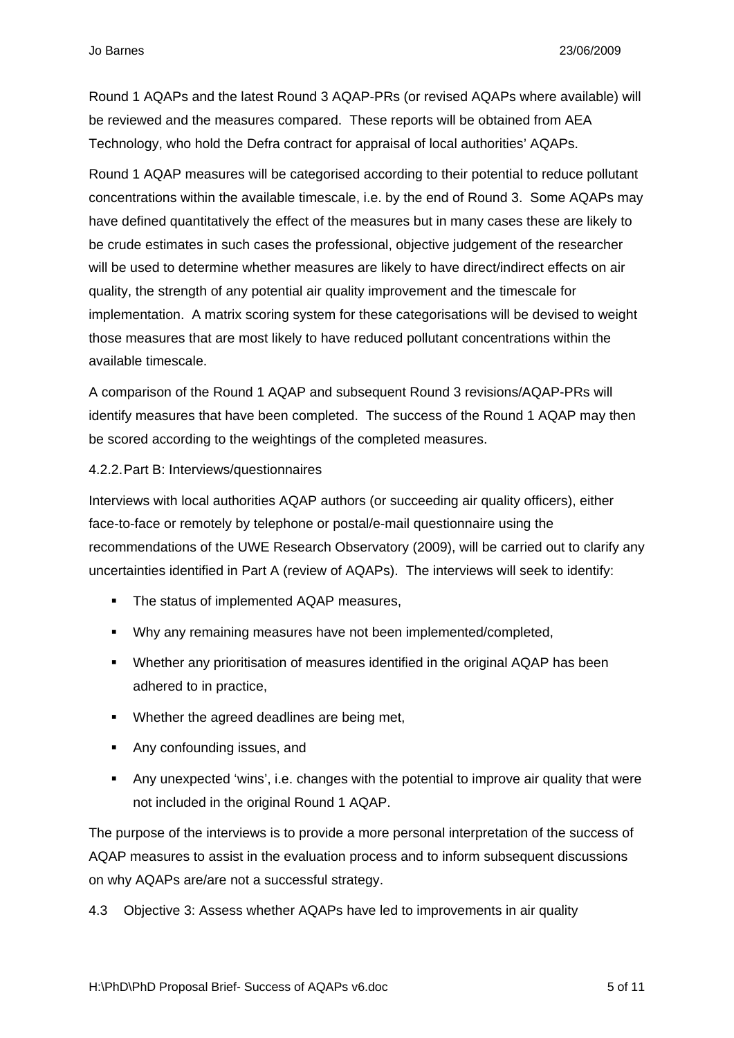Round 1 AQAPs and the latest Round 3 AQAP-PRs (or revised AQAPs where available) will be reviewed and the measures compared. These reports will be obtained from AEA Technology, who hold the Defra contract for appraisal of local authorities' AQAPs.

Round 1 AQAP measures will be categorised according to their potential to reduce pollutant concentrations within the available timescale, i.e. by the end of Round 3. Some AQAPs may have defined quantitatively the effect of the measures but in many cases these are likely to be crude estimates in such cases the professional, objective judgement of the researcher will be used to determine whether measures are likely to have direct/indirect effects on air quality, the strength of any potential air quality improvement and the timescale for implementation. A matrix scoring system for these categorisations will be devised to weight those measures that are most likely to have reduced pollutant concentrations within the available timescale.

A comparison of the Round 1 AQAP and subsequent Round 3 revisions/AQAP-PRs will identify measures that have been completed. The success of the Round 1 AQAP may then be scored according to the weightings of the completed measures.

#### 4.2.2. Part B: Interviews/questionnaires

Interviews with local authorities AQAP authors (or succeeding air quality officers), either face-to-face or remotely by telephone or postal/e-mail questionnaire using the recommendations of the UWE Research Observatory (2009), will be carried out to clarify any uncertainties identified in Part A (review of AQAPs). The interviews will seek to identify:

- The status of implemented AQAP measures,
- Why any remaining measures have not been implemented/completed,
- Whether any prioritisation of measures identified in the original AQAP has been adhered to in practice,
- Whether the agreed deadlines are being met,
- Any confounding issues, and
- Any unexpected 'wins', i.e. changes with the potential to improve air quality that were not included in the original Round 1 AQAP.

The purpose of the interviews is to provide a more personal interpretation of the success of AQAP measures to assist in the evaluation process and to inform subsequent discussions on why AQAPs are/are not a successful strategy.

### 4.3 Objective 3: Assess whether AQAPs have led to improvements in air quality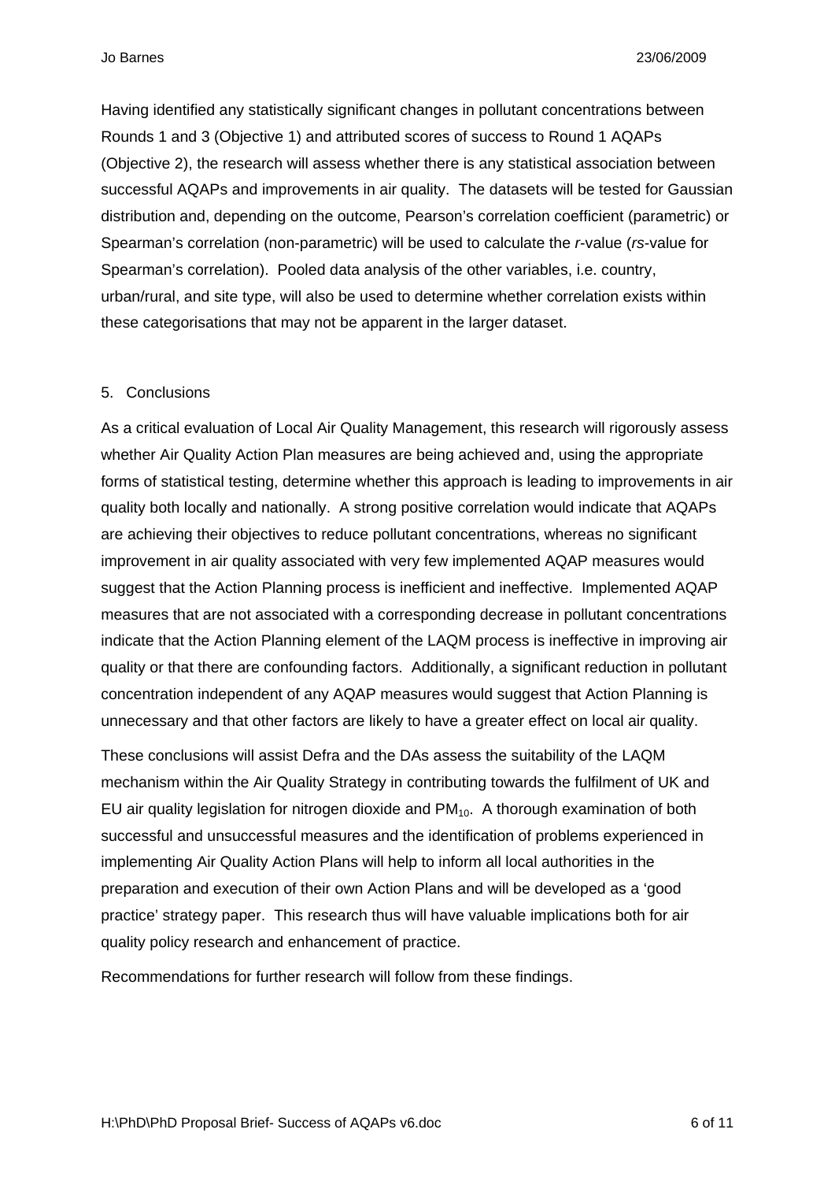Having identified any statistically significant changes in pollutant concentrations between Rounds 1 and 3 (Objective 1) and attributed scores of success to Round 1 AQAPs (Objective 2), the research will assess whether there is any statistical association between successful AQAPs and improvements in air quality. The datasets will be tested for Gaussian distribution and, depending on the outcome, Pearson's correlation coefficient (parametric) or Spearman's correlation (non-parametric) will be used to calculate the *r*-value (*rs*-value for Spearman's correlation). Pooled data analysis of the other variables, i.e. country, urban/rural, and site type, will also be used to determine whether correlation exists within these categorisations that may not be apparent in the larger dataset.

## 5. Conclusions

As a critical evaluation of Local Air Quality Management, this research will rigorously assess whether Air Quality Action Plan measures are being achieved and, using the appropriate forms of statistical testing, determine whether this approach is leading to improvements in air quality both locally and nationally. A strong positive correlation would indicate that AQAPs are achieving their objectives to reduce pollutant concentrations, whereas no significant improvement in air quality associated with very few implemented AQAP measures would suggest that the Action Planning process is inefficient and ineffective. Implemented AQAP measures that are not associated with a corresponding decrease in pollutant concentrations indicate that the Action Planning element of the LAQM process is ineffective in improving air quality or that there are confounding factors. Additionally, a significant reduction in pollutant concentration independent of any AQAP measures would suggest that Action Planning is unnecessary and that other factors are likely to have a greater effect on local air quality.

These conclusions will assist Defra and the DAs assess the suitability of the LAQM mechanism within the Air Quality Strategy in contributing towards the fulfilment of UK and EU air quality legislation for nitrogen dioxide and $PM_{10}$. A thorough examination of both successful and unsuccessful measures and the identification of problems experienced in implementing Air Quality Action Plans will help to inform all local authorities in the preparation and execution of their own Action Plans and will be developed as a 'good practice' strategy paper. This research thus will have valuable implications both for air quality policy research and enhancement of practice.

Recommendations for further research will follow from these findings.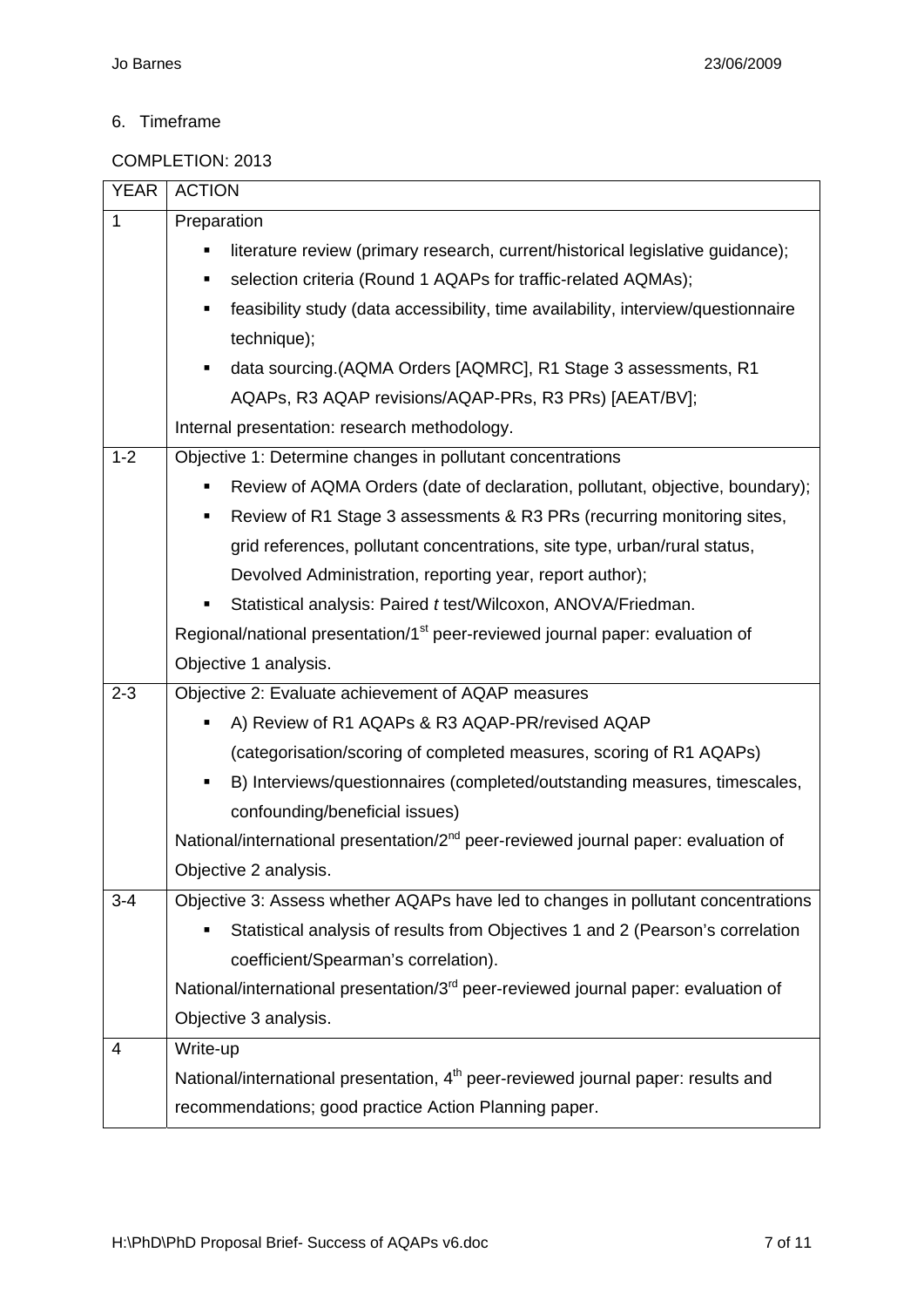## 6. Timeframe

COMPLETION: 2013

| YEAR | ACTION |
|---|---|
| 1 | Preparation<br>▪ literature review (primary research, current/historical legislative guidance);<br>▪ selection criteria (Round 1 AQAPs for traffic-related AQMAs);<br>▪ feasibility study (data accessibility, time availability, interview/questionnaire technique);<br>▪ data sourcing.(AQMA Orders [AQMRC], R1 Stage 3 assessments, R1 AQAPs, R3 AQAP revisions/AQAP-PRs, R3 PRs) [AEAT/BV];<br>Internal presentation: research methodology. |
| 1-2 | Objective 1: Determine changes in pollutant concentrations<br>▪ Review of AQMA Orders (date of declaration, pollutant, objective, boundary);<br>▪ Review of R1 Stage 3 assessments & R3 PRs (recurring monitoring sites, grid references, pollutant concentrations, site type, urban/rural status, Devolved Administration, reporting year, report author);<br>▪ Statistical analysis: Paired *t* test/Wilcoxon, ANOVA/Friedman.<br>Regional/national presentation/1st peer-reviewed journal paper: evaluation of Objective 1 analysis. |
| 2-3 | Objective 2: Evaluate achievement of AQAP measures<br>▪ A) Review of R1 AQAPs & R3 AQAP-PR/revised AQAP (categorisation/scoring of completed measures, scoring of R1 AQAPs)<br>▪ B) Interviews/questionnaires (completed/outstanding measures, timescales, confounding/beneficial issues)<br>National/international presentation/2nd peer-reviewed journal paper: evaluation of Objective 2 analysis. |
| 3-4 | Objective 3: Assess whether AQAPs have led to changes in pollutant concentrations<br>▪ Statistical analysis of results from Objectives 1 and 2 (Pearson's correlation coefficient/Spearman's correlation).<br>National/international presentation/3rd peer-reviewed journal paper: evaluation of Objective 3 analysis. |
| 4 | Write-up<br>National/international presentation, 4th peer-reviewed journal paper: results and recommendations; good practice Action Planning paper. |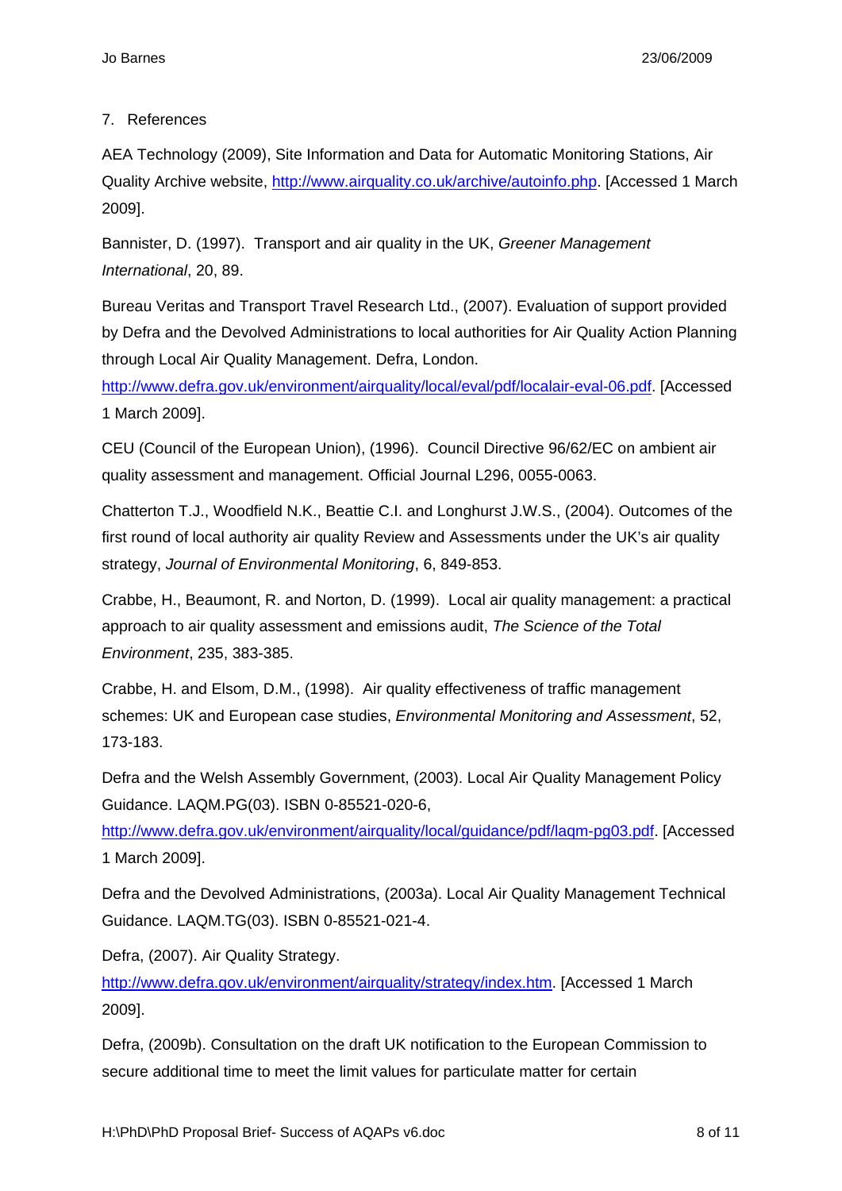## 7. References

AEA Technology (2009), Site Information and Data for Automatic Monitoring Stations, Air Quality Archive website, http://www.airquality.co.uk/archive/autoinfo.php. [Accessed 1 March 2009].

Bannister, D. (1997). Transport and air quality in the UK, *Greener Management International*, 20, 89.

Bureau Veritas and Transport Travel Research Ltd., (2007). Evaluation of support provided by Defra and the Devolved Administrations to local authorities for Air Quality Action Planning through Local Air Quality Management. Defra, London. http://www.defra.gov.uk/environment/airquality/local/eval/pdf/localair-eval-06.pdf. [Accessed 1 March 2009].

CEU (Council of the European Union), (1996). Council Directive 96/62/EC on ambient air quality assessment and management. Official Journal L296, 0055-0063.

Chatterton T.J., Woodfield N.K., Beattie C.I. and Longhurst J.W.S., (2004). Outcomes of the first round of local authority air quality Review and Assessments under the UK's air quality strategy, *Journal of Environmental Monitoring*, 6, 849-853.

Crabbe, H., Beaumont, R. and Norton, D. (1999). Local air quality management: a practical approach to air quality assessment and emissions audit, *The Science of the Total Environment*, 235, 383-385.

Crabbe, H. and Elsom, D.M., (1998). Air quality effectiveness of traffic management schemes: UK and European case studies, *Environmental Monitoring and Assessment*, 52, 173-183.

Defra and the Welsh Assembly Government, (2003). Local Air Quality Management Policy Guidance. LAQM.PG(03). ISBN 0-85521-020-6, http://www.defra.gov.uk/environment/airquality/local/guidance/pdf/laqm-pg03.pdf. [Accessed 1 March 2009].

Defra and the Devolved Administrations, (2003a). Local Air Quality Management Technical Guidance. LAQM.TG(03). ISBN 0-85521-021-4.

Defra, (2007). Air Quality Strategy. http://www.defra.gov.uk/environment/airquality/strategy/index.htm. [Accessed 1 March 2009].

Defra, (2009b). Consultation on the draft UK notification to the European Commission to secure additional time to meet the limit values for particulate matter for certain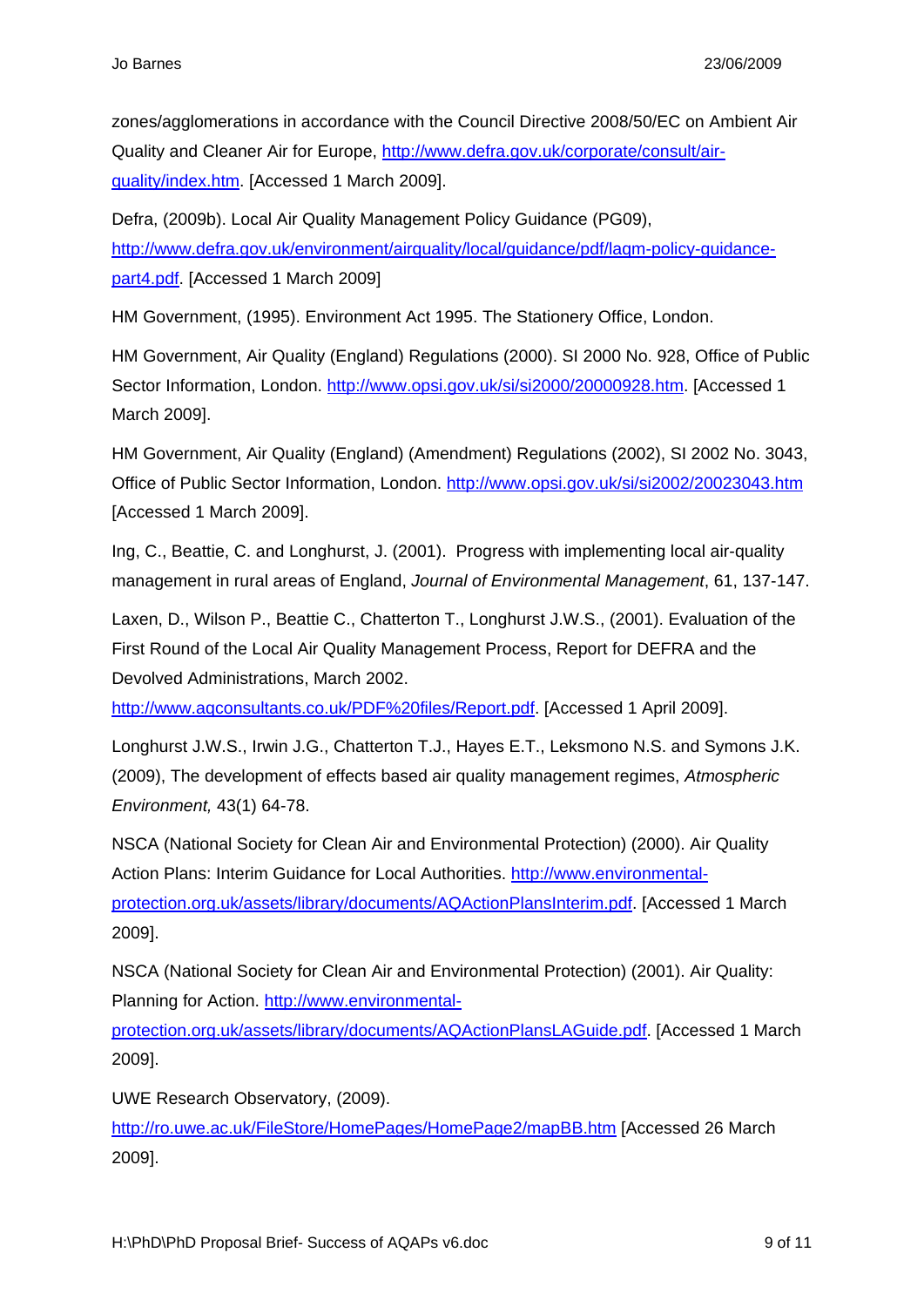zones/agglomerations in accordance with the Council Directive 2008/50/EC on Ambient Air Quality and Cleaner Air for Europe, http://www.defra.gov.uk/corporate/consult/air-quality/index.htm. [Accessed 1 March 2009].

Defra, (2009b). Local Air Quality Management Policy Guidance (PG09), http://www.defra.gov.uk/environment/airquality/local/guidance/pdf/laqm-policy-guidance-part4.pdf. [Accessed 1 March 2009]

HM Government, (1995). Environment Act 1995. The Stationery Office, London.

HM Government, Air Quality (England) Regulations (2000). SI 2000 No. 928, Office of Public Sector Information, London. http://www.opsi.gov.uk/si/si2000/20000928.htm. [Accessed 1 March 2009].

HM Government, Air Quality (England) (Amendment) Regulations (2002), SI 2002 No. 3043, Office of Public Sector Information, London. http://www.opsi.gov.uk/si/si2002/20023043.htm [Accessed 1 March 2009].

Ing, C., Beattie, C. and Longhurst, J. (2001). Progress with implementing local air-quality management in rural areas of England, *Journal of Environmental Management*, 61, 137-147.

Laxen, D., Wilson P., Beattie C., Chatterton T., Longhurst J.W.S., (2001). Evaluation of the First Round of the Local Air Quality Management Process, Report for DEFRA and the Devolved Administrations, March 2002. http://www.aqconsultants.co.uk/PDF%20files/Report.pdf. [Accessed 1 April 2009].

Longhurst J.W.S., Irwin J.G., Chatterton T.J., Hayes E.T., Leksmono N.S. and Symons J.K. (2009), The development of effects based air quality management regimes, *Atmospheric Environment,* 43(1) 64-78.

NSCA (National Society for Clean Air and Environmental Protection) (2000). Air Quality Action Plans: Interim Guidance for Local Authorities. http://www.environmental-protection.org.uk/assets/library/documents/AQActionPlansInterim.pdf. [Accessed 1 March 2009].

NSCA (National Society for Clean Air and Environmental Protection) (2001). Air Quality: Planning for Action. http://www.environmental-protection.org.uk/assets/library/documents/AQActionPlansLAGuide.pdf. [Accessed 1 March 2009].

UWE Research Observatory, (2009). http://ro.uwe.ac.uk/FileStore/HomePages/HomePage2/mapBB.htm [Accessed 26 March 2009].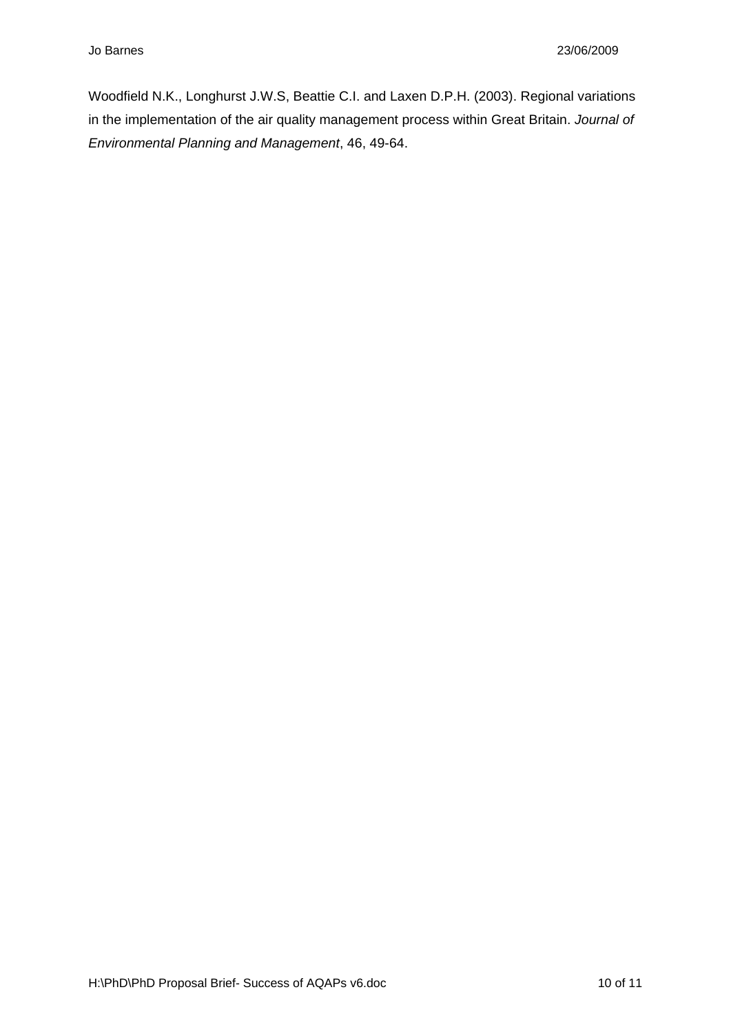Woodfield N.K., Longhurst J.W.S, Beattie C.I. and Laxen D.P.H. (2003). Regional variations in the implementation of the air quality management process within Great Britain. *Journal of Environmental Planning and Management*, 46, 49-64.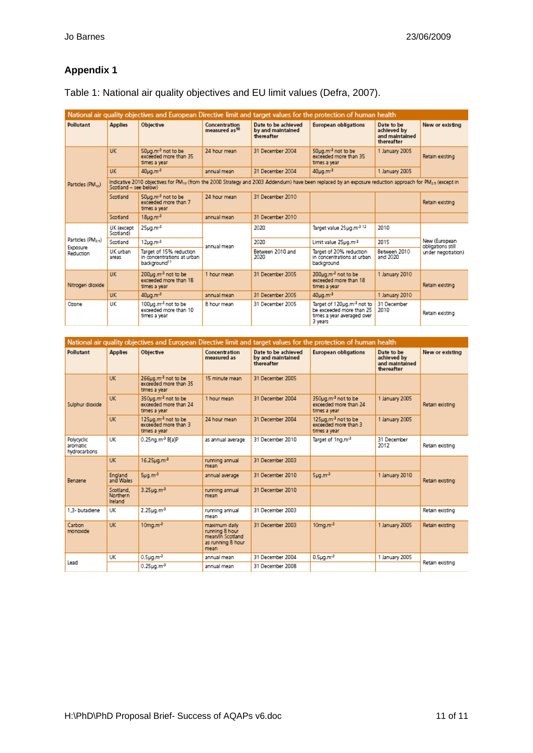## Appendix 1

Table 1: National air quality objectives and EU limit values (Defra, 2007).

| National air quality objectives and European Directive limit and target values for the protection of human health | | | | | | | |
|---|---|---|---|---|---|---|---|
| **Pollutant** | **Applies** | **Objective** | **Concentration measured as**[10] | **Date to be achieved by and maintained thereafter** | **European obligations** | **Date to be achieved by and maintained thereafter** | **New or existing** |
| Particles ($PM_{10}$) | UK | 50μg.m$^{-3}$ not to be exceeded more than 35 times a year | 24 hour mean | 31 December 2004 | 50μg.m$^{-3}$ not to be exceeded more than 35 times a year | 1 January 2005 | Retain existing |
| | UK | 40μg.m$^{-3}$ | annual mean | 31 December 2004 | 40μg.m$^{-3}$ | 1 January 2005 | |
| | Indicative 2010 objectives for $PM_{10}$ (from the 2000 Strategy and 2003 Addendum) have been replaced by an exposure reduction approach for $PM_{2.5}$ (except in Scotland – see below) | | | | | | |
| | Scotland | 50μg.m$^{-3}$ not to be exceeded more than 7 times a year | 24 hour mean | 31 December 2010 | | | Retain existing |
| | Scotland | 18μg.m$^{-3}$ | annual mean | 31 December 2010 | | | |
| Particles ($PM_{2.5}$) Exposure Reduction | UK (except Scotland) | 25μg.m$^{-3}$ | annual mean | 2020 | Target value 25μg.m$^{-3}$ [12] | 2010 | New (European obligations still under negotiation) |
| | Scotland | 12μg.m$^{-3}$ | | 2020 | Limit value 25μg.m$^{-3}$ | 2015 | |
| | UK urban areas | Target of 15% reduction in concentrations at urban background[11] | | Between 2010 and 2020 | Target of 20% reduction in concentrations at urban background | Between 2010 and 2020 | |
| Nitrogen dioxide | UK | 200μg.m$^{-3}$ not to be exceeded more than 18 times a year | 1 hour mean | 31 December 2005 | 200μg.m$^{-3}$ not to be exceeded more than 18 times a year | 1 January 2010 | Retain existing |
| | UK | 40μg.m$^{-3}$ | annual mean | 31 December 2005 | 40μg.m$^{-3}$ | 1 January 2010 | |
| Ozone | UK | 100μg.m$^{-3}$ not to be exceeded more than 10 times a year | 8 hour mean | 31 December 2005 | Target of 120μg.m$^{-3}$ not to be exceeded more than 25 times a year averaged over 3 years | 31 December 2010 | Retain existing |

| National air quality objectives and European Directive limit and target values for the protection of human health | | | | | | | |
|---|---|---|---|---|---|---|---|
| **Pollutant** | **Applies** | **Objective** | **Concentration measured as** | **Date to be achieved by and maintained thereafter** | **European obligations** | **Date to be achieved by and maintained thereafter** | **New or existing** |
| Sulphur dioxide | UK | 266μg.m$^{-3}$ not to be exceeded more than 35 times a year | 15 minute mean | 31 December 2005 | | | Retain existing |
| | UK | 350μg.m$^{-3}$ not to be exceeded more than 24 times a year | 1 hour mean | 31 December 2004 | 350μg.m$^{-3}$ not to be exceeded more than 24 times a year | 1 January 2005 | |
| | UK | 125μg.m$^{-3}$ not to be exceeded more than 3 times a year | 24 hour mean | 31 December 2004 | 125μg.m$^{-3}$ not to be exceeded more than 3 times a year | 1 January 2005 | |
| Polycyclic aromatic hydrocarbons | UK | 0.25ng.m$^{-3}$ B[a]P | as annual average | 31 December 2010 | Target of 1ng.m$^{-3}$ | 31 December 2012 | Retain existing |
| Benzene | UK | 16.25μg.m$^{-3}$ | running annual mean | 31 December 2003 | | | Retain existing |
| | England and Wales | 5μg.m$^{-3}$ | annual average | 31 December 2010 | 5μg.m$^{-3}$ | 1 January 2010 | |
| | Scotland, Northern Ireland | 3.25μg.m$^{-3}$ | running annual mean | 31 December 2010 | | | |
| 1,3- butadiene | UK | 2.25μg.m$^{-3}$ | running annual mean | 31 December 2003 | | | Retain existing |
| Carbon monoxide | UK | 10mg.m$^{-3}$ | maximum daily running 8 hour mean/in Scotland as running 8 hour mean | 31 December 2003 | 10mg.m$^{-3}$ | 1 January 2005 | Retain existing |
| Lead | UK | 0.5μg.m$^{-3}$ | annual mean | 31 December 2004 | 0.5μg.m$^{-3}$ | 1 January 2005 | Retain existing |
| | | 0.25μg.m$^{-3}$ | annual mean | 31 December 2008 | | | |